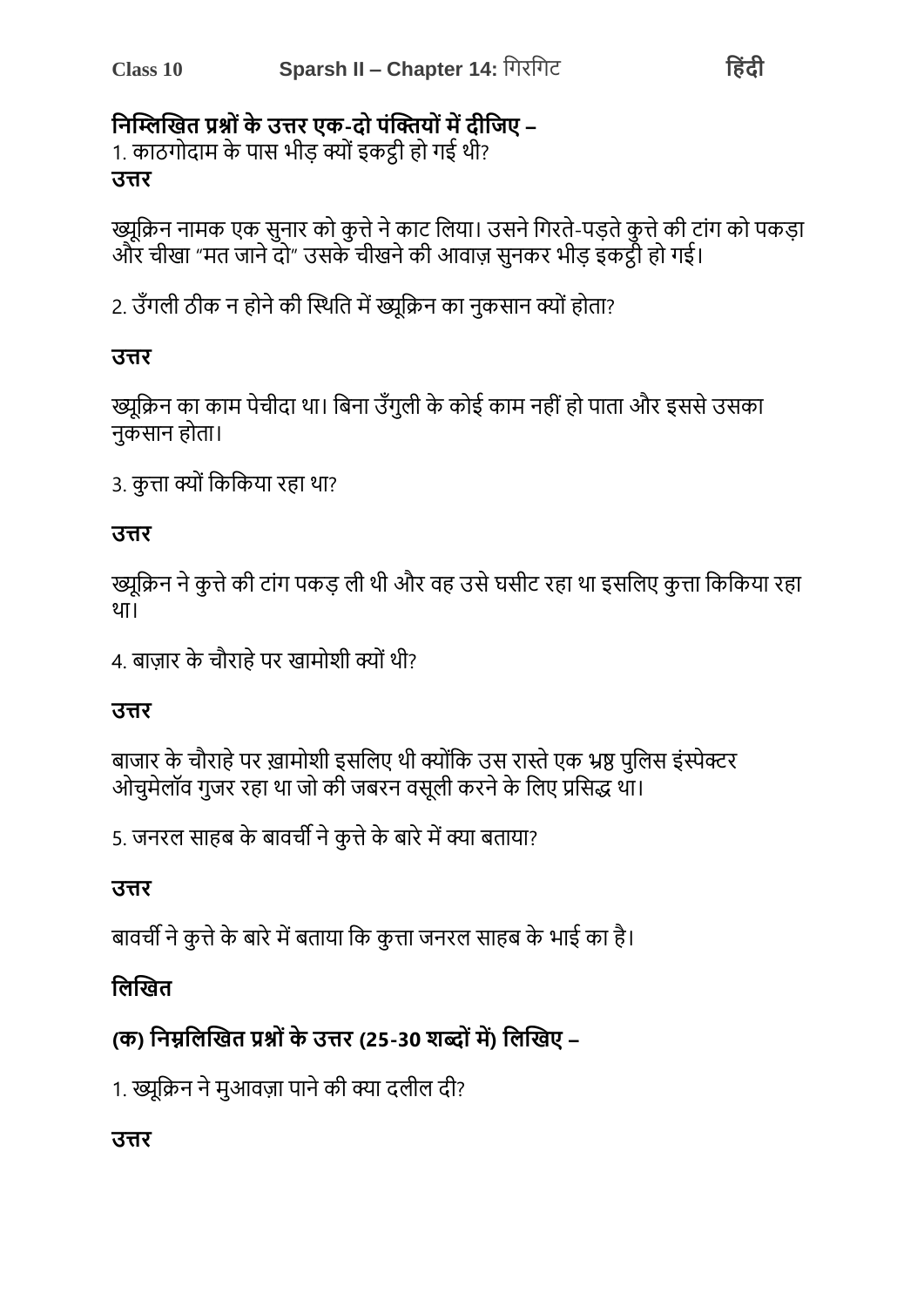**निम्लिखित प्रश्नों के उत्तर एक-दो पंक्तियों में दीजिए –**

1. काठगोदाम के पास भीड़ क्यों इकट्ठी हो गई थी?

**उत्तर**

ख्यूक्रिन नामक एक सुनार को कुत्ते ने काट लिया। उसने गिरते-पड़ते कुत्ते की टांग को पकड़ा और चीखा "मत जाने दो" उसके चीखने की आवाज़ सुनकर भीड़ इकट्ठी हो गई।

2. उँगली ठीक न होने की स्थिति में ख्यूक्रिन का नुकसान क्यों होता?

**उत्तर**

ख्यूक्रिन का काम पेचीदा था। बिना उँगुली के कोई काम नहीं हो पाता और इससे उसका नुकसान होता।

3. कुत्ता क्यों किकिया रहा था?

**उत्तर**

ख्यूक्रिन ने कुत्ते की टांग पकड़ ली थी और वह उसे घसीट रहा था इसलिए कुत्ता किकिया रहा था।

4. बाज़ार के चौराहे पर खामोशी क्यों थी?

**उत्तर**

बाजार के चौराहे पर ख़ामोशी इसलिए थी क्योंकि उस रास्ते एक भ्रष्ट पुलिस इंस्पेक्टर ओचुमेलॉव गुजर रहा था जो की जबरन वसूली करने के लिए प्रसिद्ध था।

5. जनरल साहब के बावर्ची ने कुत्ते के बारे में क्या बताया?

**उत्तर**

बावर्ची ने कुत्ते के बारे में बताया कि कुत्ता जनरल साहब के भाई का है।

**लिखित**

**(क) निम्नलिखित प्रश्नों के उत्तर (25-30 शब्दों में) लिखिए –**

1. ख्यूक्रिन ने मुआवज़ा पाने की क्या दलील दी?

**उत्तर**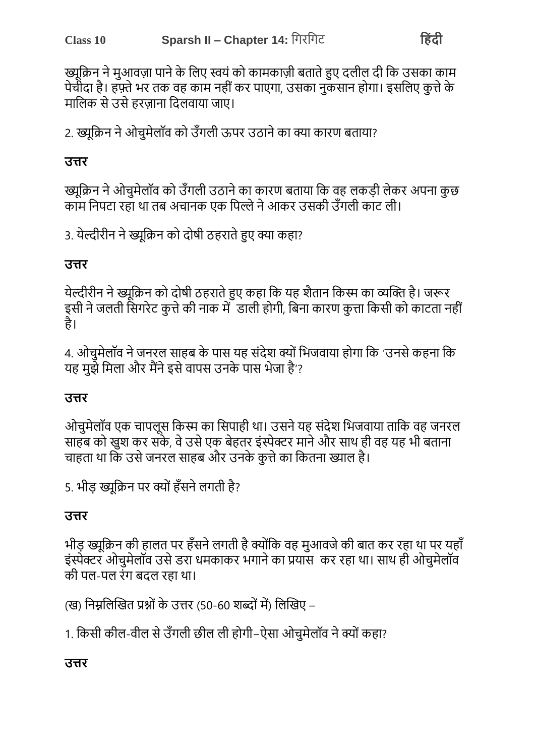ख्यूक्रिन ने मुआवज़ा पाने के लिए स्वयं को कामकाज़ी बताते हुए दलील दी कि उसका काम पेचीदा है। हफ़्ते भर तक वह काम नहीं कर पाएगा, उसका नुकसान होगा। इसलिए कुत्ते के मालिक से उसे हरज़ाना दिलवाया जाए।

2. ख्यूक्रिन ने ओचुमेलॉव को उँगली ऊपर उठाने का क्या कारण बताया?

**उत्तर**

ख्यूक्रिन ने ओचुमेलॉव को उँगली उठाने का कारण बताया कि वह लकड़ी लेकर अपना कुछ काम निपटा रहा था तब अचानक एक पिल्ले ने आकर उसकी उँगली काट ली।

3. येल्दीरीन ने ख्यूक्रिन को दोषी ठहराते हुए क्या कहा?

**उत्तर**

येल्दीरीन ने ख्यूक्रिन को दोषी ठहराते हुए कहा कि यह शैतान किस्म का व्यक्ति है। जरूर इसी ने जलती सिगरेट कुत्ते की नाक में डाली होगी, बिना कारण कुत्ता किसी को काटता नहीं है।

4. ओचुमेलॉव ने जनरल साहब के पास यह संदेश क्यों भिजवाया होगा कि 'उनसे कहना कि यह मुझे मिला और मैंने इसे वापस उनके पास भेजा है'?

**उत्तर**

ओचुमेलॉव एक चापलूस किस्म का सिपाही था। उसने यह संदेश भिजवाया ताकि वह जनरल साहब को खुश कर सके, वे उसे एक बेहतर इंस्पेक्टर माने और साथ ही वह यह भी बताना चाहता था कि उसे जनरल साहब और उनके कुत्ते का कितना ख्याल है।

5. भीड़ ख्यूक्रिन पर क्यों हँसने लगती है?

**उत्तर**

भीड़ ख्यूक्रिन की हालत पर हँसने लगती है क्योंकि वह मुआवजे की बात कर रहा था पर यहाँ इंस्पेक्टर ओचुमेलॉव उसे डरा धमकाकर भगाने का प्रयास कर रहा था। साथ ही ओचुमेलॉव की पल-पल रंग बदल रहा था।

(ख) निम्नलिखित प्रश्नों के उत्तर (50-60 शब्दों में) लिखिए –

1. किसी कील-वील से उँगली छील ली होगी–ऐसा ओचुमेलॉव ने क्यों कहा?

**उत्तर**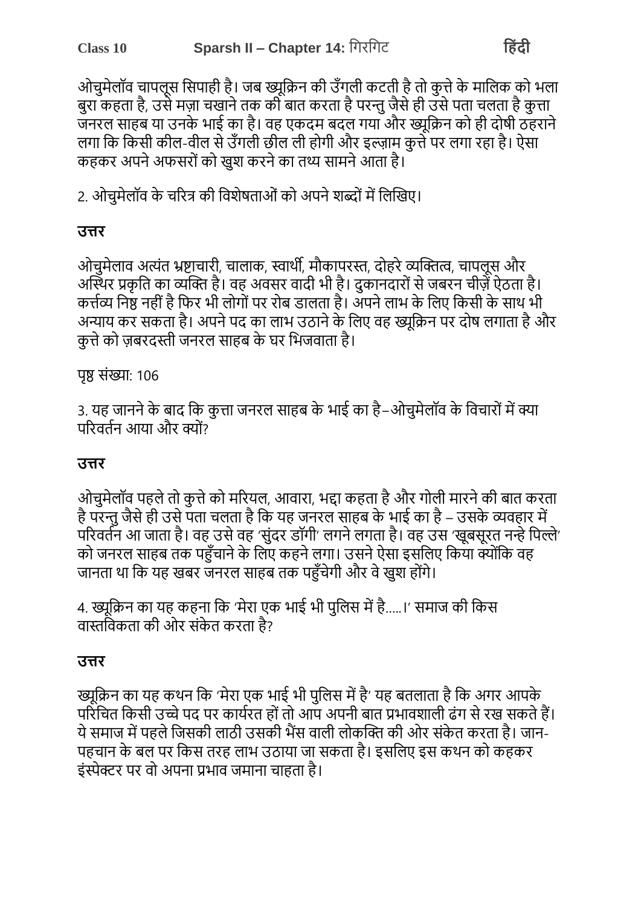ओचुमेलॉव चापलूस सिपाही है। जब ख्यूक्रिन की उँगली कटती है तो कुत्ते के मालिक को भला बुरा कहता है, उसे मज़ा चखाने तक की बात करता है परन्तु जैसे ही उसे पता चलता है कुत्ता जनरल साहब या उनके भाई का है। वह एकदम बदल गया और ख्यूक्रिन को ही दोषी ठहराने लगा कि किसी कील-वील से उँगली छील ली होगी और इल्ज़ाम कुत्ते पर लगा रहा है। ऐसा कहकर अपने अफसरों को खुश करने का तथ्य सामने आता है।

2. ओचुमेलॉव के चरित्र की विशेषताओं को अपने शब्दों में लिखिए।

**उत्तर**

ओचुमेलाव अत्यंत भ्रष्टाचारी, चालाक, स्वार्थी, मौकापरस्त, दोहरे व्यक्तित्व, चापलूस और अस्थिर प्रकृति का व्यक्ति है। वह अवसर वादी भी है। दुकानदारों से जबरन चीज़ें ऐंठता है। कर्त्तव्य निष्ठ नहीं है फिर भी लोगों पर रोब डालता है। अपने लाभ के लिए किसी के साथ भी अन्याय कर सकता है। अपने पद का लाभ उठाने के लिए वह ख्यूक्रिन पर दोष लगाता है और कुत्ते को ज़बरदस्ती जनरल साहब के घर भिजवाता है।

पृष्ठ संख्या: 106

3. यह जानने के बाद कि कुत्ता जनरल साहब के भाई का है–ओचुमेलॉव के विचारों में क्या परिवर्तन आया और क्यों?

**उत्तर**

ओचुमेलॉव पहले तो कुत्ते को मरियल, आवारा, भद्दा कहता है और गोली मारने की बात करता है परन्तु जैसे ही उसे पता चलता है कि यह जनरल साहब के भाई का है – उसके व्यवहार में परिवर्तन आ जाता है। वह उसे वह 'सुंदर डॉगी' लगने लगता है। वह उस 'खूबसूरत नन्हे पिल्ले' को जनरल साहब तक पहुँचाने के लिए कहने लगा। उसने ऐसा इसलिए किया क्योंकि वह जानता था कि यह खबर जनरल साहब तक पहुँचेगी और वे खुश होंगे।

4. ख्यूक्रिन का यह कहना कि 'मेरा एक भाई भी पुलिस में है.....।' समाज की किस वास्तविकता की ओर संकेत करता है?

**उत्तर**

ख्यूक्रिन का यह कथन कि 'मेरा एक भाई भी पुलिस में है' यह बतलाता है कि अगर आपके परिचित किसी उच्चे पद पर कार्यरत हों तो आप अपनी बात प्रभावशाली ढंग से रख सकते हैं। ये समाज में पहले जिसकी लाठी उसकी भैंस वाली लोकक्ति की ओर संकेत करता है। जान-पहचान के बल पर किस तरह लाभ उठाया जा सकता है। इसलिए इस कथन को कहकर इंस्पेक्टर पर वो अपना प्रभाव जमाना चाहता है।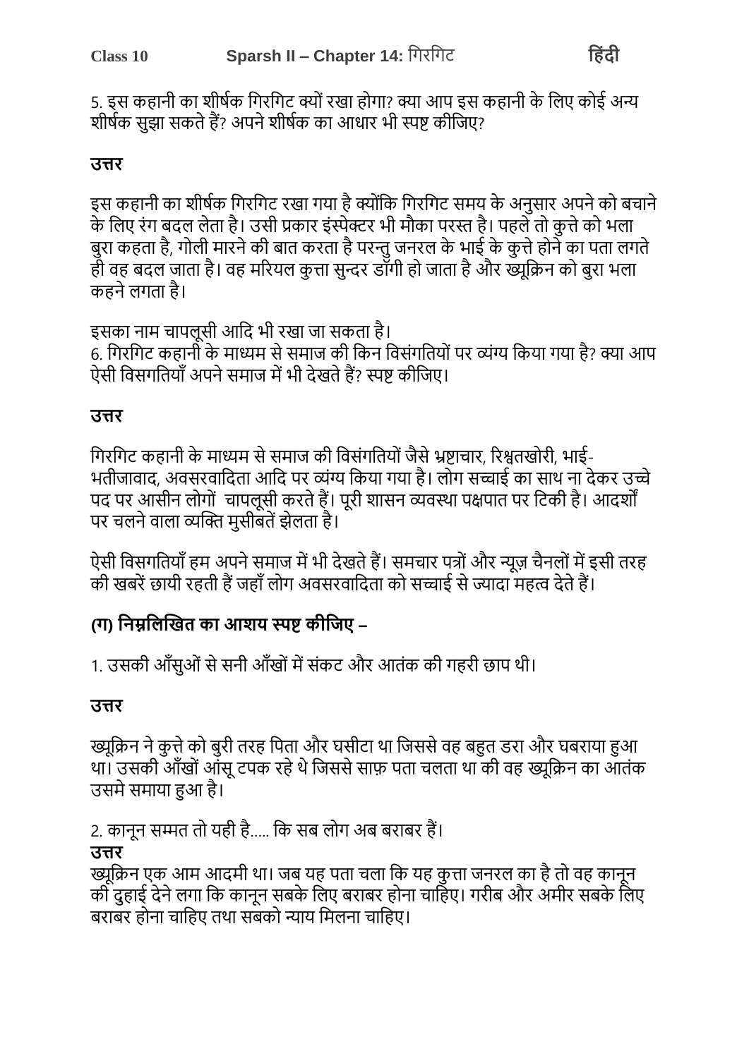5. इस कहानी का शीर्षक गिरगिट क्यों रखा होगा? क्या आप इस कहानी के लिए कोई अन्य शीर्षक सुझा सकते हैं? अपने शीर्षक का आधार भी स्पष्ट कीजिए?

**उत्तर**

इस कहानी का शीर्षक गिरगिट रखा गया है क्योंकि गिरगिट समय के अनुसार अपने को बचाने के लिए रंग बदल लेता है। उसी प्रकार इंस्पेक्टर भी मौका परस्त है। पहले तो कुत्ते को भला बुरा कहता है, गोली मारने की बात करता है परन्तु जनरल के भाई के कुत्ते होने का पता लगते ही वह बदल जाता है। वह मरियल कुत्ता सुन्दर डॉगी हो जाता है और ख्यूक्रिन को बुरा भला कहने लगता है।

इसका नाम चापलूसी आदि भी रखा जा सकता है।
6. गिरगिट कहानी के माध्यम से समाज की किन विसंगतियों पर व्यंग्य किया गया है? क्या आप ऐसी विसगतियाँ अपने समाज में भी देखते हैं? स्पष्ट कीजिए।

**उत्तर**

गिरगिट कहानी के माध्यम से समाज की विसंगतियों जैसे भ्रष्टाचार, रिश्वतखोरी, भाई-भतीजावाद, अवसरवादिता आदि पर व्यंग्य किया गया है। लोग सच्चाई का साथ ना देकर उच्चे पद पर आसीन लोगों  चापलूसी करते हैं। पूरी शासन व्यवस्था पक्षपात पर टिकी है। आदर्शों पर चलने वाला व्यक्ति मुसीबतें झेलता है।

ऐसी विसगतियाँ हम अपने समाज में भी देखते हैं। समचार पत्रों और न्यूज़ चैनलों में इसी तरह की खबरें छायी रहती हैं जहाँ लोग अवसरवादिता को सच्चाई से ज्यादा महत्व देते हैं।

**(ग) निम्नलिखित का आशय स्पष्ट कीजिए –**

1. उसकी आँसुओं से सनी आँखों में संकट और आतंक की गहरी छाप थी।

**उत्तर**

ख्यूक्रिन ने कुत्ते को बुरी तरह पिता और घसीटा था जिससे वह बहुत डरा और घबराया हुआ था। उसकी आँखों आंसू टपक रहे थे जिससे साफ़ पता चलता था की वह ख्यूक्रिन का आतंक उसमे समाया हुआ है।

2. कानून सम्मत तो यही है..... कि सब लोग अब बराबर हैं।

**उत्तर**

ख्यूक्रिन एक आम आदमी था। जब यह पता चला कि यह कुत्ता जनरल का है तो वह कानून की दुहाई देने लगा कि कानून सबके लिए बराबर होना चाहिए। गरीब और अमीर सबके लिए बराबर होना चाहिए तथा सबको न्याय मिलना चाहिए।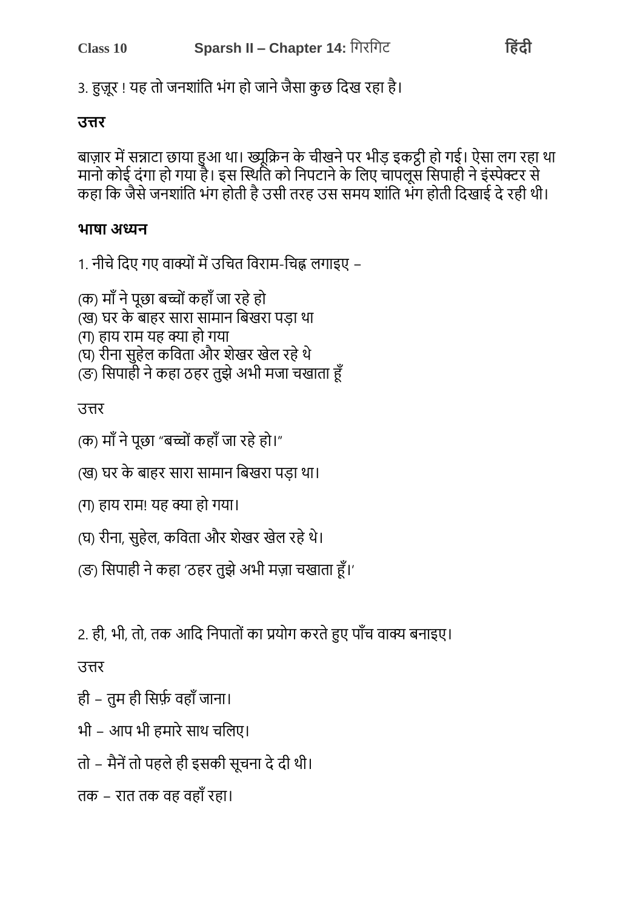3. हुज़ूर ! यह तो जनशांति भंग हो जाने जैसा कुछ दिख रहा है।

**उत्तर**

बाज़ार में सन्नाटा छाया हुआ था। ख्यूक्रिन के चीखने पर भीड़ इकट्ठी हो गई। ऐसा लग रहा था मानो कोई दंगा हो गया है। इस स्थिति को निपटाने के लिए चापलूस सिपाही ने इंस्पेक्टर से कहा कि जैसे जनशांति भंग होती है उसी तरह उस समय शांति भंग होती दिखाई दे रही थी।

**भाषा अध्यन**

1. नीचे दिए गए वाक्यों में उचित विराम-चिह्न लगाइए –

(क) माँ ने पूछा बच्चों कहाँ जा रहे हो
(ख) घर के बाहर सारा सामान बिखरा पड़ा था
(ग) हाय राम यह क्या हो गया
(घ) रीना सुहेल कविता और शेखर खेल रहे थे
(ङ) सिपाही ने कहा ठहर तुझे अभी मजा चखाता हूँ

उत्तर

(क) माँ ने पूछा "बच्चों कहाँ जा रहे हो।"

(ख) घर के बाहर सारा सामान बिखरा पड़ा था।

(ग) हाय राम! यह क्या हो गया।

(घ) रीना, सुहेल, कविता और शेखर खेल रहे थे।

(ङ) सिपाही ने कहा 'ठहर तुझे अभी मज़ा चखाता हूँ।'

2. ही, भी, तो, तक आदि निपातों का प्रयोग करते हुए पाँच वाक्य बनाइए।

उत्तर

ही – तुम ही सिर्फ़ वहाँ जाना।

भी – आप भी हमारे साथ चलिए।

तो – मैनें तो पहले ही इसकी सूचना दे दी थी।

तक – रात तक वह वहाँ रहा।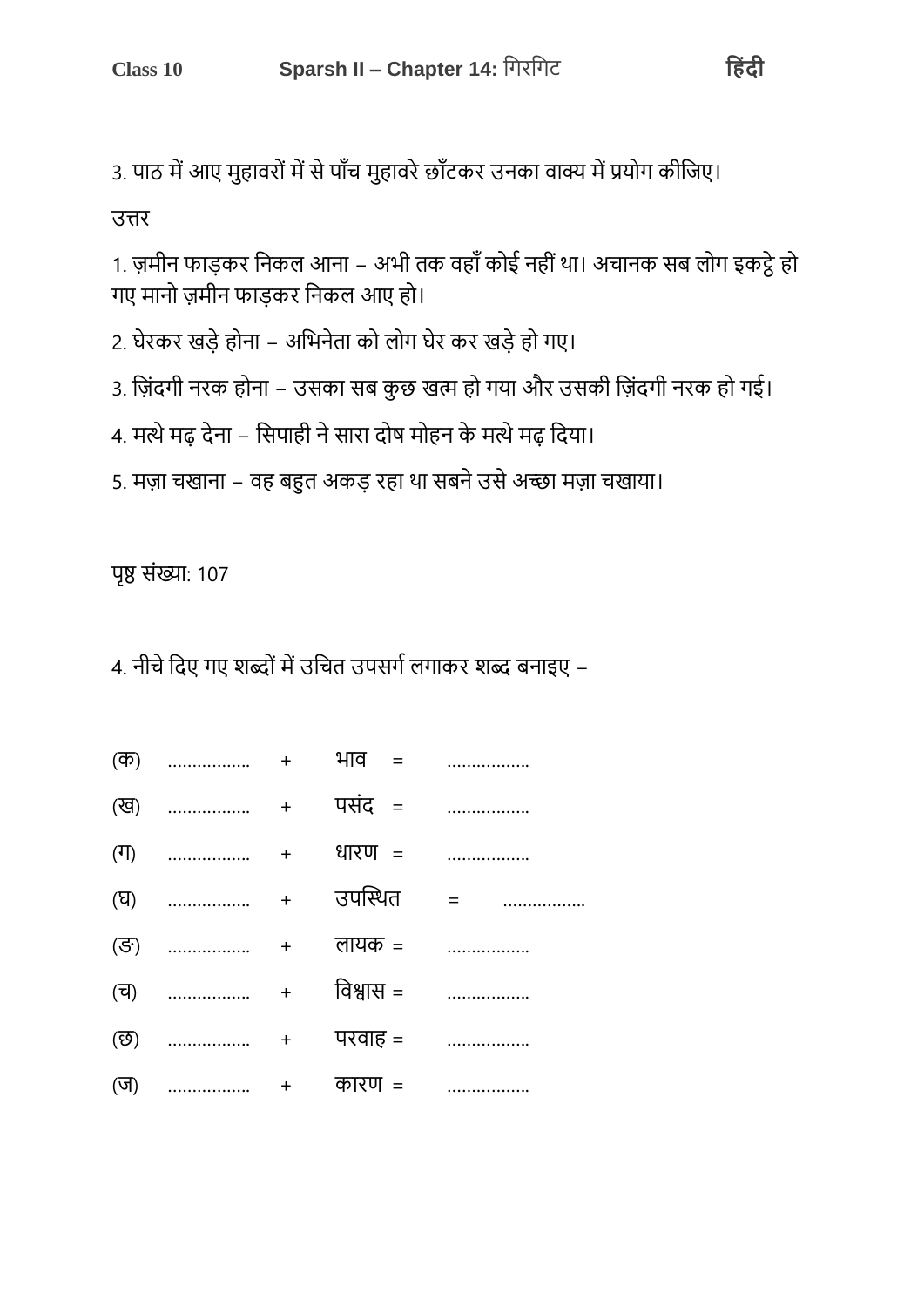3. पाठ में आए मुहावरों में से पाँच मुहावरे छाँटकर उनका वाक्य में प्रयोग कीजिए।

उत्तर

1. ज़मीन फाड़कर निकल आना – अभी तक वहाँ कोई नहीं था। अचानक सब लोग इकट्ठे हो गए मानो ज़मीन फाड़कर निकल आए हो।

2. घेरकर खड़े होना – अभिनेता को लोग घेर कर खड़े हो गए।

3. ज़िंदगी नरक होना – उसका सब कुछ खत्म हो गया और उसकी ज़िंदगी नरक हो गई।

4. मत्थे मढ़ देना – सिपाही ने सारा दोष मोहन के मत्थे मढ़ दिया।

5. मज़ा चखाना – वह बहुत अकड़ रहा था सबने उसे अच्छा मज़ा चखाया।

पृष्ठ संख्या: 107

4. नीचे दिए गए शब्दों में उचित उपसर्ग लगाकर शब्द बनाइए –

(क) ................ + भाव = ................

(ख) ................ + पसंद = ................

(ग) ................ + धारण = ................

(घ) ................ + उपस्थित = ................

(ङ) ................ + लायक = ................

(च) ................ + विश्वास = ................

(छ) ................ + परवाह = ................

(ज) ................ + कारण = ................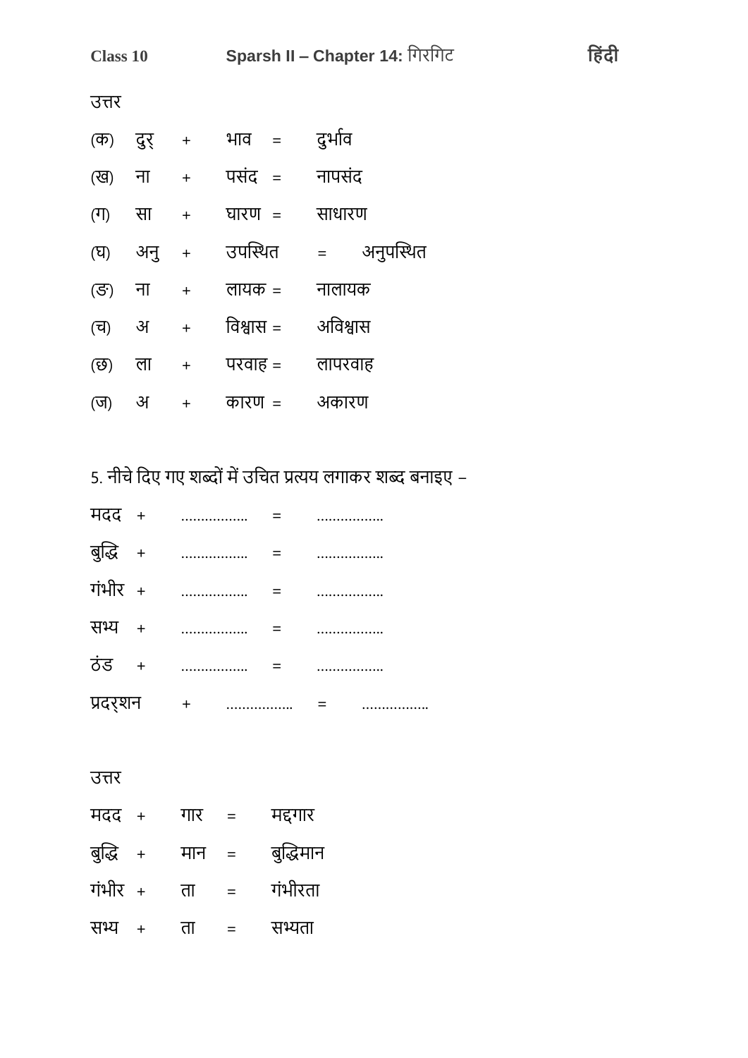उत्तर

| | | | | | |
|---|---|---|---|---|---|
| (क) | दुर् | + | भाव | = | दुर्भाव |
| (ख) | ना | + | पसंद | = | नापसंद |
| (ग) | सा | + | घारण | = | साधारण |
| (घ) | अनु | + | उपस्थित | = | अनुपस्थित |
| (ङ) | ना | + | लायक | = | नालायक |
| (च) | अ | + | विश्वास | = | अविश्वास |
| (छ) | ला | + | परवाह | = | लापरवाह |
| (ज) | अ | + | कारण | = | अकारण |

5. नीचे दिए गए शब्दों में उचित प्रत्यय लगाकर शब्द बनाइए –

| | | | | |
|---|---|---|---|---|
| मदद | + | ................ | = | ................ |
| बुद्धि | + | ................ | = | ................ |
| गंभीर | + | ................ | = | ................ |
| सभ्य | + | ................ | = | ................ |
| ठंड | + | ................ | = | ................ |
| प्रदर्शन | + | ................ | = | ................ |

उत्तर

| | | | | |
|---|---|---|---|---|
| मदद | + | गार | = | मद्दगार |
| बुद्धि | + | मान | = | बुद्धिमान |
| गंभीर | + | ता | = | गंभीरता |
| सभ्य | + | ता | = | सभ्यता |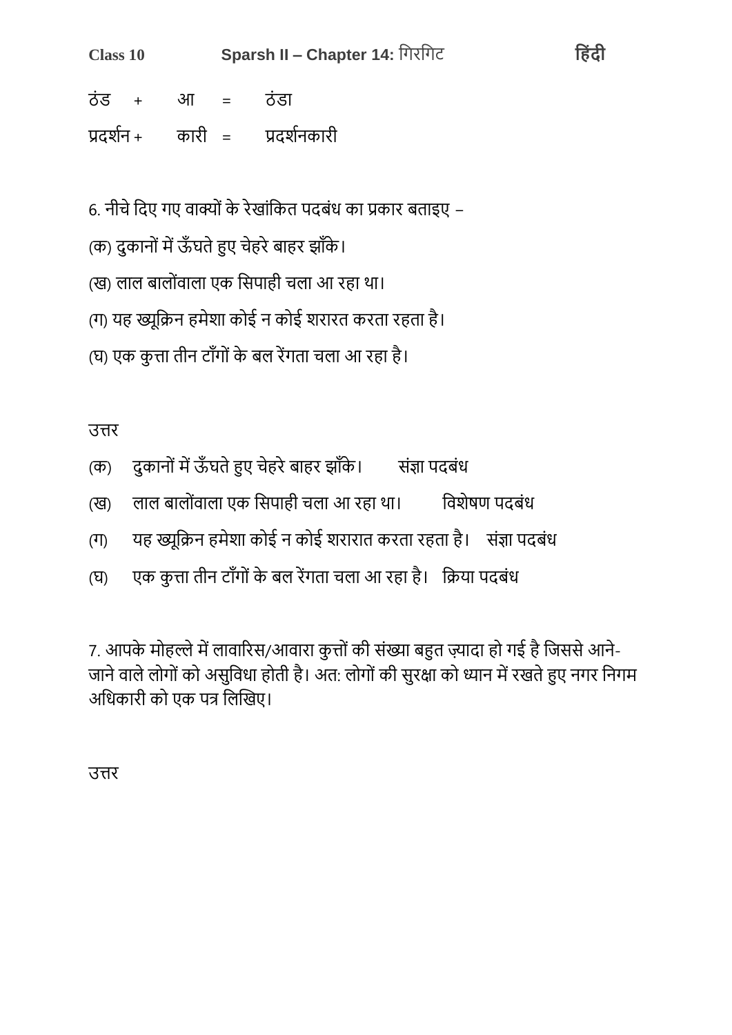ठंड + आ = ठंडा

प्रदर्शन + कारी = प्रदर्शनकारी

6. नीचे दिए गए वाक्यों के रेखांकित पदबंध का प्रकार बताइए –

(क) दुकानों में ऊँघते हुए चेहरे बाहर झाँके।

(ख) लाल बालोंवाला एक सिपाही चला आ रहा था।

(ग) यह ख्यूक्रिन हमेशा कोई न कोई शरारत करता रहता है।

(घ) एक कुत्ता तीन टाँगों के बल रेंगता चला आ रहा है।

उत्तर

(क) दुकानों में ऊँघते हुए चेहरे बाहर झाँके। संज्ञा पदबंध

(ख) लाल बालोंवाला एक सिपाही चला आ रहा था। विशेषण पदबंध

(ग) यह ख्यूक्रिन हमेशा कोई न कोई शरारात करता रहता है। संज्ञा पदबंध

(घ) एक कुत्ता तीन टाँगों के बल रेंगता चला आ रहा है। क्रिया पदबंध

7. आपके मोहल्ले में लावारिस/आवारा कुत्तों की संख्या बहुत ज़्यादा हो गई है जिससे आने-जाने वाले लोगों को असुविधा होती है। अत: लोगों की सुरक्षा को ध्यान में रखते हुए नगर निगम अधिकारी को एक पत्र लिखिए।

उत्तर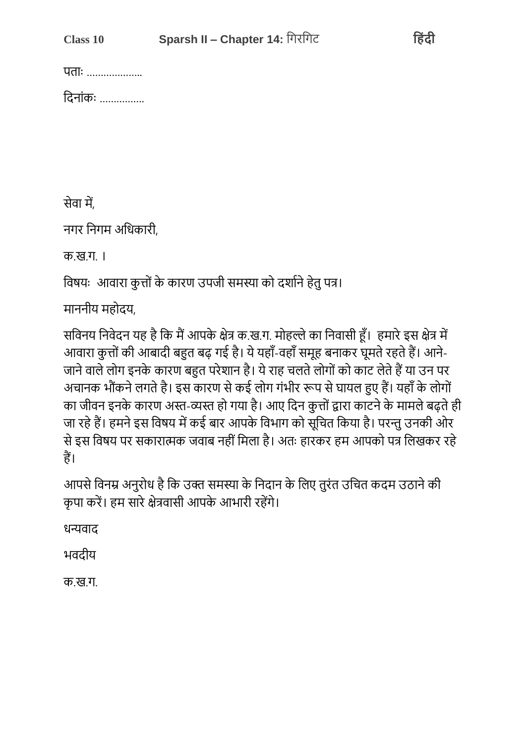पताः ..................

दिनांकः ...............

सेवा में,

नगर निगम अधिकारी,

क.ख.ग. ।

विषयः  आवारा कुत्तों के कारण उपजी समस्या को दर्शाने हेतु पत्र।

माननीय महोदय,

सविनय निवेदन यह है कि मैं आपके क्षेत्र क.ख.ग. मोहल्ले का निवासी हूँ।  हमारे इस क्षेत्र में आवारा कुत्तों की आबादी बहुत बढ़ गई है। ये यहाँ-वहाँ समूह बनाकर घूमते रहते हैं। आने-जाने वाले लोग इनके कारण बहुत परेशान है। ये राह चलते लोगों को काट लेते हैं या उन पर अचानक भौंकने लगते है। इस कारण से कई लोग गंभीर रूप से घायल हुए हैं। यहाँ के लोगों का जीवन इनके कारण अस्त-व्यस्त हो गया है। आए दिन कुत्तों द्वारा काटने के मामले बढ़ते ही जा रहे हैं। हमने इस विषय में कई बार आपके विभाग को सूचित किया है। परन्तु उनकी ओर से इस विषय पर सकारात्मक जवाब नहीं मिला है। अतः हारकर हम आपको पत्र लिखकर रहे हैं।

आपसे विनम्र अनुरोध है कि उक्त समस्या के निदान के लिए तुरंत उचित कदम उठाने की कृपा करें। हम सारे क्षेत्रवासी आपके आभारी रहेंगे।

धन्यवाद

भवदीय

क.ख.ग.